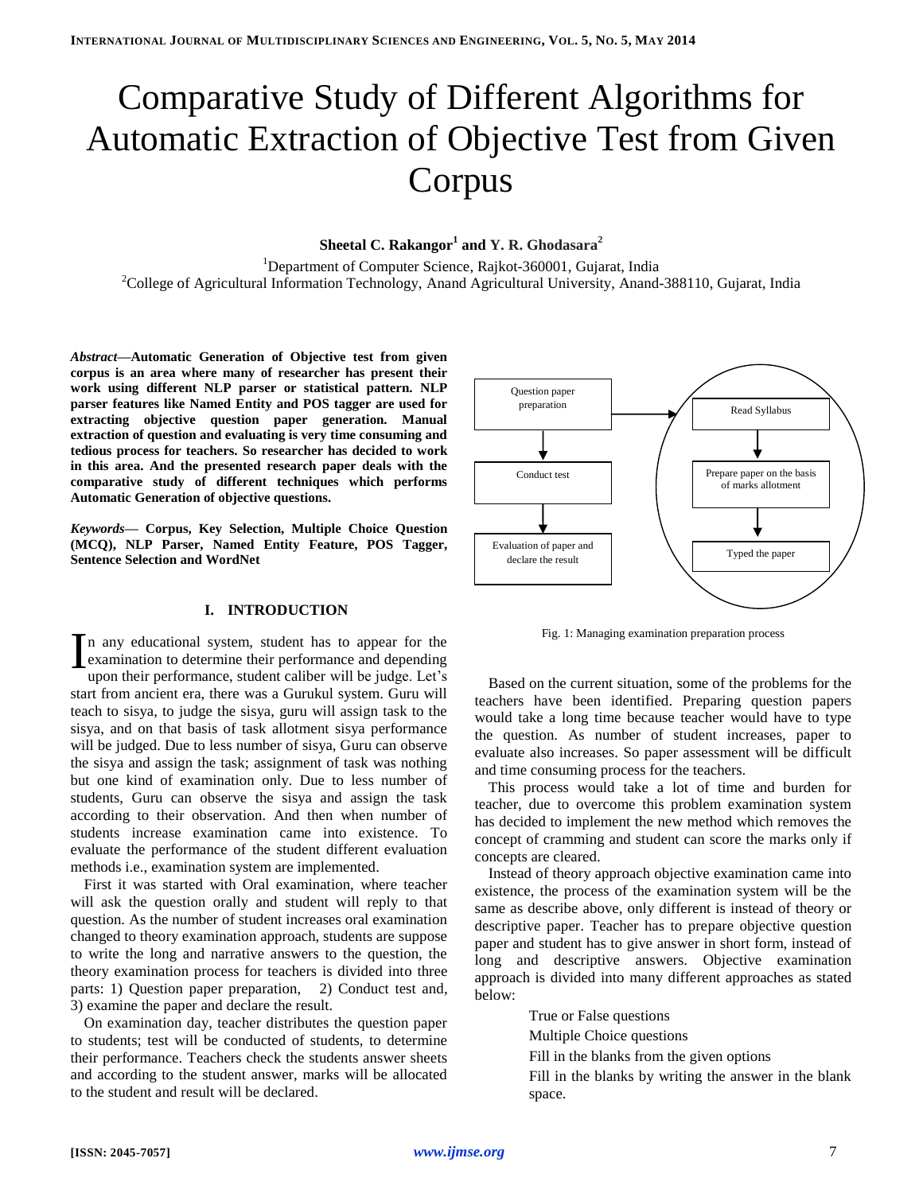# Comparative Study of Different Algorithms for Automatic Extraction of Objective Test from Given Corpus

**Sheetal C. Rakangor[1] and Y. R. Ghodasara[2]**

[1]Department of Computer Science, Rajkot-360001, Gujarat, India
[2]College of Agricultural Information Technology, Anand Agricultural University, Anand-388110, Gujarat, India

***Abstract*—Automatic Generation of Objective test from given corpus is an area where many of researcher has present their work using different NLP parser or statistical pattern. NLP parser features like Named Entity and POS tagger are used for extracting objective question paper generation. Manual extraction of question and evaluating is very time consuming and tedious process for teachers. So researcher has decided to work in this area. And the presented research paper deals with the comparative study of different techniques which performs Automatic Generation of objective questions.**

***Keywords*— Corpus, Key Selection, Multiple Choice Question (MCQ), NLP Parser, Named Entity Feature, POS Tagger, Sentence Selection and WordNet**

## I. INTRODUCTION

In any educational system, student has to appear for the examination to determine their performance and depending upon their performance, student caliber will be judge. Let's start from ancient era, there was a Gurukul system. Guru will teach to sisya, to judge the sisya, guru will assign task to the sisya, and on that basis of task allotment sisya performance will be judged. Due to less number of sisya, Guru can observe the sisya and assign the task; assignment of task was nothing but one kind of examination only. Due to less number of students, Guru can observe the sisya and assign the task according to their observation. And then when number of students increase examination came into existence. To evaluate the performance of the student different evaluation methods i.e., examination system are implemented.

First it was started with Oral examination, where teacher will ask the question orally and student will reply to that question. As the number of student increases oral examination changed to theory examination approach, students are suppose to write the long and narrative answers to the question, the theory examination process for teachers is divided into three parts: 1) Question paper preparation, 2) Conduct test and, 3) examine the paper and declare the result.

On examination day, teacher distributes the question paper to students; test will be conducted of students, to determine their performance. Teachers check the students answer sheets and according to the student answer, marks will be allocated to the student and result will be declared.

Question paper preparation → Conduct test → Evaluation of paper and declare the result

Question paper preparation → Read Syllabus → Prepare paper on the basis of marks allotment → Typed the paper

Fig. 1: Managing examination preparation process

Based on the current situation, some of the problems for the teachers have been identified. Preparing question papers would take a long time because teacher would have to type the question. As number of student increases, paper to evaluate also increases. So paper assessment will be difficult and time consuming process for the teachers.

This process would take a lot of time and burden for teacher, due to overcome this problem examination system has decided to implement the new method which removes the concept of cramming and student can score the marks only if concepts are cleared.

Instead of theory approach objective examination came into existence, the process of the examination system will be the same as describe above, only different is instead of theory or descriptive paper. Teacher has to prepare objective question paper and student has to give answer in short form, instead of long and descriptive answers. Objective examination approach is divided into many different approaches as stated below:

- True or False questions
- Multiple Choice questions
- Fill in the blanks from the given options
- Fill in the blanks by writing the answer in the blank space.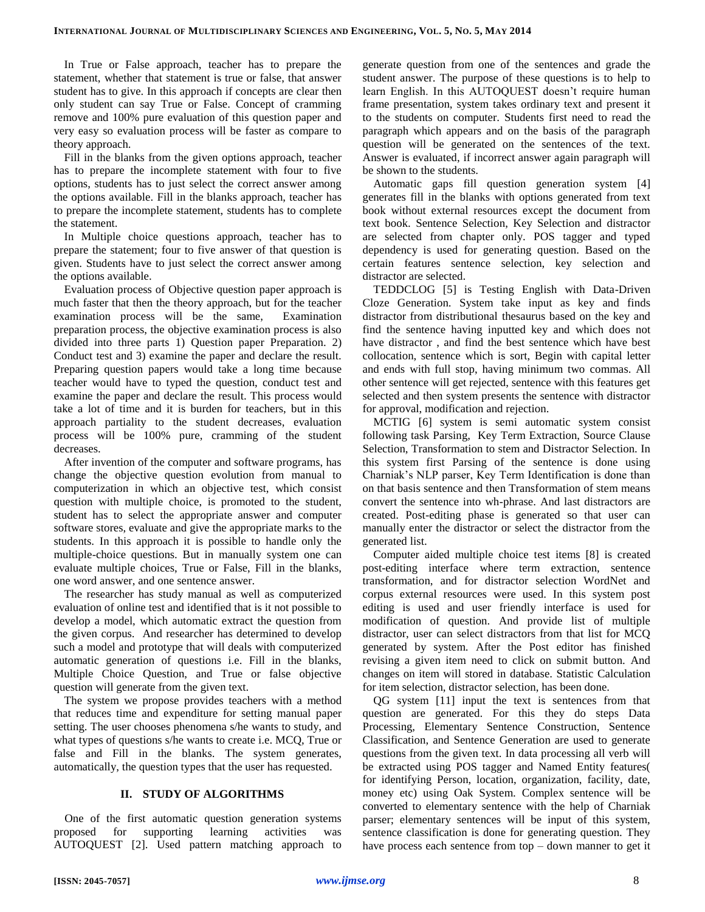In True or False approach, teacher has to prepare the statement, whether that statement is true or false, that answer student has to give. In this approach if concepts are clear then only student can say True or False. Concept of cramming remove and 100% pure evaluation of this question paper and very easy so evaluation process will be faster as compare to theory approach.

Fill in the blanks from the given options approach, teacher has to prepare the incomplete statement with four to five options, students has to just select the correct answer among the options available. Fill in the blanks approach, teacher has to prepare the incomplete statement, students has to complete the statement.

In Multiple choice questions approach, teacher has to prepare the statement; four to five answer of that question is given. Students have to just select the correct answer among the options available.

Evaluation process of Objective question paper approach is much faster that then the theory approach, but for the teacher examination process will be the same, Examination preparation process, the objective examination process is also divided into three parts 1) Question paper Preparation. 2) Conduct test and 3) examine the paper and declare the result. Preparing question papers would take a long time because teacher would have to typed the question, conduct test and examine the paper and declare the result. This process would take a lot of time and it is burden for teachers, but in this approach partiality to the student decreases, evaluation process will be 100% pure, cramming of the student decreases.

After invention of the computer and software programs, has change the objective question evolution from manual to computerization in which an objective test, which consist question with multiple choice, is promoted to the student, student has to select the appropriate answer and computer software stores, evaluate and give the appropriate marks to the students. In this approach it is possible to handle only the multiple-choice questions. But in manually system one can evaluate multiple choices, True or False, Fill in the blanks, one word answer, and one sentence answer.

The researcher has study manual as well as computerized evaluation of online test and identified that is it not possible to develop a model, which automatic extract the question from the given corpus. And researcher has determined to develop such a model and prototype that will deals with computerized automatic generation of questions i.e. Fill in the blanks, Multiple Choice Question, and True or false objective question will generate from the given text.

The system we propose provides teachers with a method that reduces time and expenditure for setting manual paper setting. The user chooses phenomena s/he wants to study, and what types of questions s/he wants to create i.e. MCQ, True or false and Fill in the blanks. The system generates, automatically, the question types that the user has requested.

## II. STUDY OF ALGORITHMS

One of the first automatic question generation systems proposed for supporting learning activities was AUTOQUEST [2]. Used pattern matching approach to generate question from one of the sentences and grade the student answer. The purpose of these questions is to help to learn English. In this AUTOQUEST doesn't require human frame presentation, system takes ordinary text and present it to the students on computer. Students first need to read the paragraph which appears and on the basis of the paragraph question will be generated on the sentences of the text. Answer is evaluated, if incorrect answer again paragraph will be shown to the students.

Automatic gaps fill question generation system [4] generates fill in the blanks with options generated from text book without external resources except the document from text book. Sentence Selection, Key Selection and distractor are selected from chapter only. POS tagger and typed dependency is used for generating question. Based on the certain features sentence selection, key selection and distractor are selected.

TEDDCLOG [5] is Testing English with Data-Driven Cloze Generation. System take input as key and finds distractor from distributional thesaurus based on the key and find the sentence having inputted key and which does not have distractor , and find the best sentence which have best collocation, sentence which is sort, Begin with capital letter and ends with full stop, having minimum two commas. All other sentence will get rejected, sentence with this features get selected and then system presents the sentence with distractor for approval, modification and rejection.

MCTIG [6] system is semi automatic system consist following task Parsing, Key Term Extraction, Source Clause Selection, Transformation to stem and Distractor Selection. In this system first Parsing of the sentence is done using Charniak's NLP parser, Key Term Identification is done than on that basis sentence and then Transformation of stem means convert the sentence into wh-phrase. And last distractors are created. Post-editing phase is generated so that user can manually enter the distractor or select the distractor from the generated list.

Computer aided multiple choice test items [8] is created post-editing interface where term extraction, sentence transformation, and for distractor selection WordNet and corpus external resources were used. In this system post editing is used and user friendly interface is used for modification of question. And provide list of multiple distractor, user can select distractors from that list for MCQ generated by system. After the Post editor has finished revising a given item need to click on submit button. And changes on item will stored in database. Statistic Calculation for item selection, distractor selection, has been done.

QG system [11] input the text is sentences from that question are generated. For this they do steps Data Processing, Elementary Sentence Construction, Sentence Classification, and Sentence Generation are used to generate questions from the given text. In data processing all verb will be extracted using POS tagger and Named Entity features( for identifying Person, location, organization, facility, date, money etc) using Oak System. Complex sentence will be converted to elementary sentence with the help of Charniak parser; elementary sentences will be input of this system, sentence classification is done for generating question. They have process each sentence from top – down manner to get it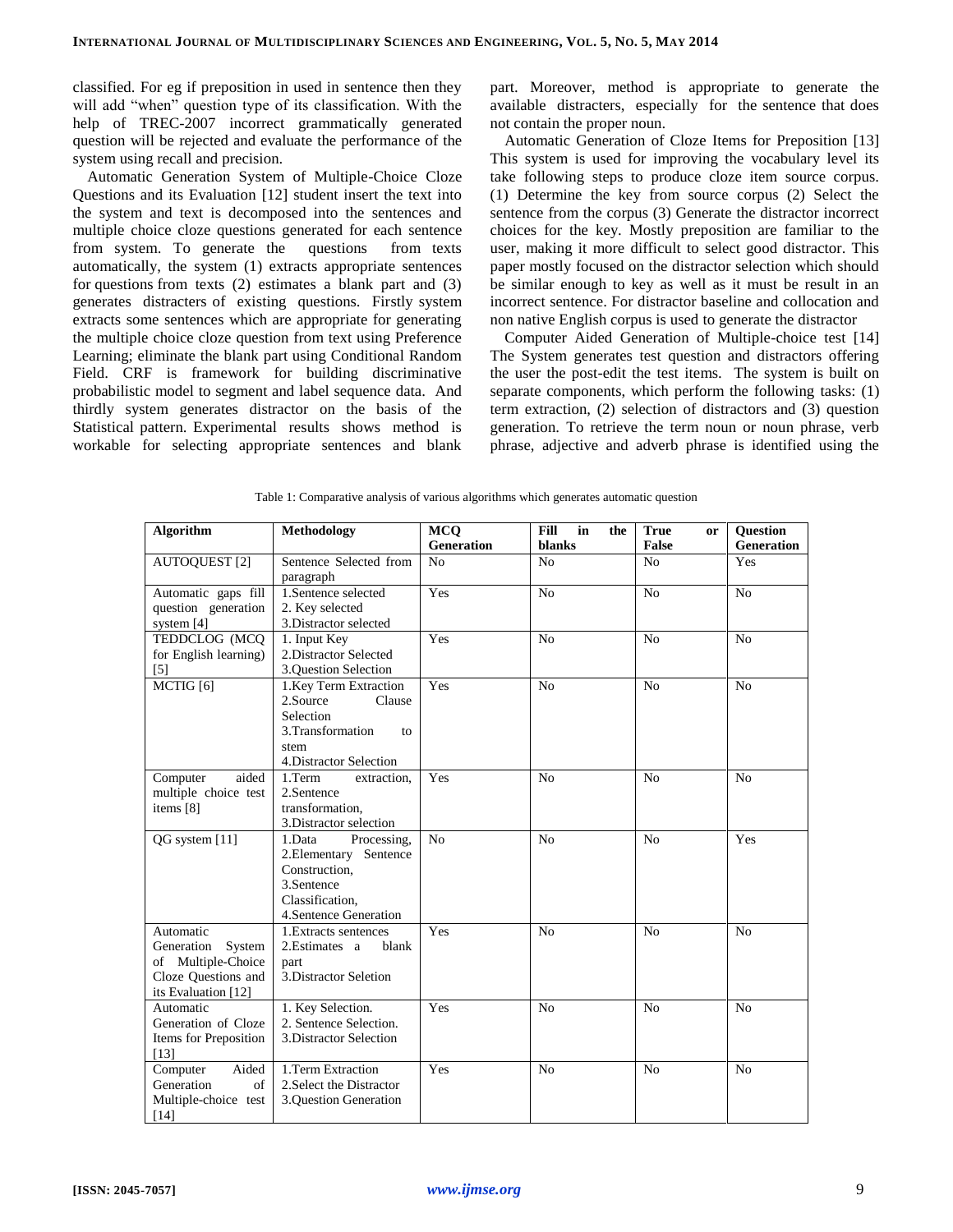classified. For eg if preposition in used in sentence then they will add "when" question type of its classification. With the help of TREC-2007 incorrect grammatically generated question will be rejected and evaluate the performance of the system using recall and precision.

Automatic Generation System of Multiple-Choice Cloze Questions and its Evaluation [12] student insert the text into the system and text is decomposed into the sentences and multiple choice cloze questions generated for each sentence from system. To generate the questions from texts automatically, the system (1) extracts appropriate sentences for questions from texts (2) estimates a blank part and (3) generates distracters of existing questions. Firstly system extracts some sentences which are appropriate for generating the multiple choice cloze question from text using Preference Learning; eliminate the blank part using Conditional Random Field. CRF is framework for building discriminative probabilistic model to segment and label sequence data. And thirdly system generates distractor on the basis of the Statistical pattern. Experimental results shows method is workable for selecting appropriate sentences and blank part. Moreover, method is appropriate to generate the available distracters, especially for the sentence that does not contain the proper noun.

Automatic Generation of Cloze Items for Preposition [13] This system is used for improving the vocabulary level its take following steps to produce cloze item source corpus. (1) Determine the key from source corpus (2) Select the sentence from the corpus (3) Generate the distractor incorrect choices for the key. Mostly preposition are familiar to the user, making it more difficult to select good distractor. This paper mostly focused on the distractor selection which should be similar enough to key as well as it must be result in an incorrect sentence. For distractor baseline and collocation and non native English corpus is used to generate the distractor

Computer Aided Generation of Multiple-choice test [14] The System generates test question and distractors offering the user the post-edit the test items. The system is built on separate components, which perform the following tasks: (1) term extraction, (2) selection of distractors and (3) question generation. To retrieve the term noun or noun phrase, verb phrase, adjective and adverb phrase is identified using the

Table 1: Comparative analysis of various algorithms which generates automatic question

| Algorithm | Methodology | MCQ Generation | Fill in the blanks | True or False | Question Generation |
|---|---|---|---|---|---|
| AUTOQUEST [2] | Sentence Selected from paragraph | No | No | No | Yes |
| Automatic gaps fill question generation system [4] | 1.Sentence selected<br>2. Key selected<br>3.Distractor selected | Yes | No | No | No |
| TEDDCLOG (MCQ for English learning) [5] | 1. Input Key<br>2.Distractor Selected<br>3.Question Selection | Yes | No | No | No |
| MCTIG [6] | 1.Key Term Extraction<br>2.Source Clause Selection<br>3.Transformation to stem<br>4.Distractor Selection | Yes | No | No | No |
| Computer aided multiple choice test items [8] | 1.Term extraction,<br>2.Sentence transformation,<br>3.Distractor selection | Yes | No | No | No |
| QG system [11] | 1.Data Processing,<br>2.Elementary Sentence Construction,<br>3.Sentence Classification,<br>4.Sentence Generation | No | No | No | Yes |
| Automatic Generation System of Multiple-Choice Cloze Questions and its Evaluation [12] | 1.Extracts sentences<br>2.Estimates a blank part<br>3.Distractor Seletion | Yes | No | No | No |
| Automatic Generation of Cloze Items for Preposition [13] | 1. Key Selection.<br>2. Sentence Selection.<br>3.Distractor Selection | Yes | No | No | No |
| Computer Aided Generation of Multiple-choice test [14] | 1.Term Extraction<br>2.Select the Distractor<br>3.Question Generation | Yes | No | No | No |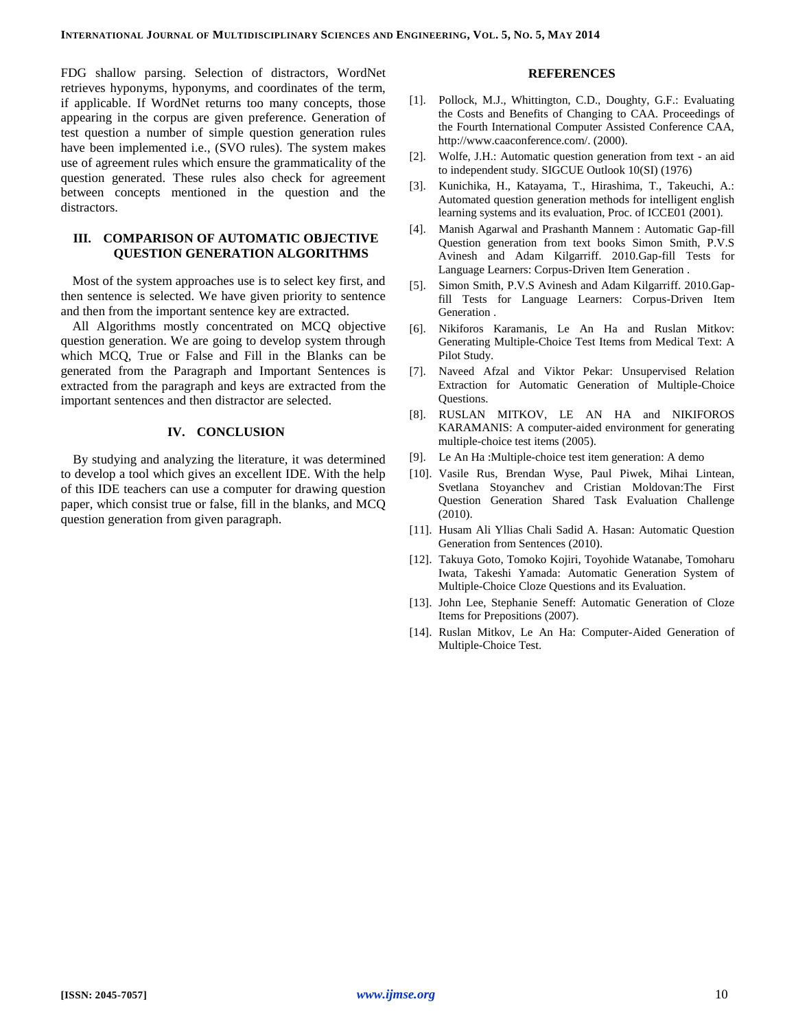FDG shallow parsing. Selection of distractors, WordNet retrieves hyponyms, hyponyms, and coordinates of the term, if applicable. If WordNet returns too many concepts, those appearing in the corpus are given preference. Generation of test question a number of simple question generation rules have been implemented i.e., (SVO rules). The system makes use of agreement rules which ensure the grammaticality of the question generated. These rules also check for agreement between concepts mentioned in the question and the distractors.

## III. COMPARISON OF AUTOMATIC OBJECTIVE QUESTION GENERATION ALGORITHMS

Most of the system approaches use is to select key first, and then sentence is selected. We have given priority to sentence and then from the important sentence key are extracted.

All Algorithms mostly concentrated on MCQ objective question generation. We are going to develop system through which MCQ, True or False and Fill in the Blanks can be generated from the Paragraph and Important Sentences is extracted from the paragraph and keys are extracted from the important sentences and then distractor are selected.

## IV. CONCLUSION

By studying and analyzing the literature, it was determined to develop a tool which gives an excellent IDE. With the help of this IDE teachers can use a computer for drawing question paper, which consist true or false, fill in the blanks, and MCQ question generation from given paragraph.

## REFERENCES

[1]. Pollock, M.J., Whittington, C.D., Doughty, G.F.: Evaluating the Costs and Benefits of Changing to CAA. Proceedings of the Fourth International Computer Assisted Conference CAA, http://www.caaconference.com/. (2000).

[2]. Wolfe, J.H.: Automatic question generation from text - an aid to independent study. SIGCUE Outlook 10(SI) (1976)

[3]. Kunichika, H., Katayama, T., Hirashima, T., Takeuchi, A.: Automated question generation methods for intelligent english learning systems and its evaluation, Proc. of ICCE01 (2001).

[4]. Manish Agarwal and Prashanth Mannem : Automatic Gap-fill Question generation from text books Simon Smith, P.V.S Avinesh and Adam Kilgarriff. 2010.Gap-fill Tests for Language Learners: Corpus-Driven Item Generation .

[5]. Simon Smith, P.V.S Avinesh and Adam Kilgarriff. 2010.Gap-fill Tests for Language Learners: Corpus-Driven Item Generation .

[6]. Nikiforos Karamanis, Le An Ha and Ruslan Mitkov: Generating Multiple-Choice Test Items from Medical Text: A Pilot Study.

[7]. Naveed Afzal and Viktor Pekar: Unsupervised Relation Extraction for Automatic Generation of Multiple-Choice Questions.

[8]. RUSLAN MITKOV, LE AN HA and NIKIFOROS KARAMANIS: A computer-aided environment for generating multiple-choice test items (2005).

[9]. Le An Ha :Multiple-choice test item generation: A demo

[10]. Vasile Rus, Brendan Wyse, Paul Piwek, Mihai Lintean, Svetlana Stoyanchev and Cristian Moldovan:The First Question Generation Shared Task Evaluation Challenge (2010).

[11]. Husam Ali Yllias Chali Sadid A. Hasan: Automatic Question Generation from Sentences (2010).

[12]. Takuya Goto, Tomoko Kojiri, Toyohide Watanabe, Tomoharu Iwata, Takeshi Yamada: Automatic Generation System of Multiple-Choice Cloze Questions and its Evaluation.

[13]. John Lee, Stephanie Seneff: Automatic Generation of Cloze Items for Prepositions (2007).

[14]. Ruslan Mitkov, Le An Ha: Computer-Aided Generation of Multiple-Choice Test.